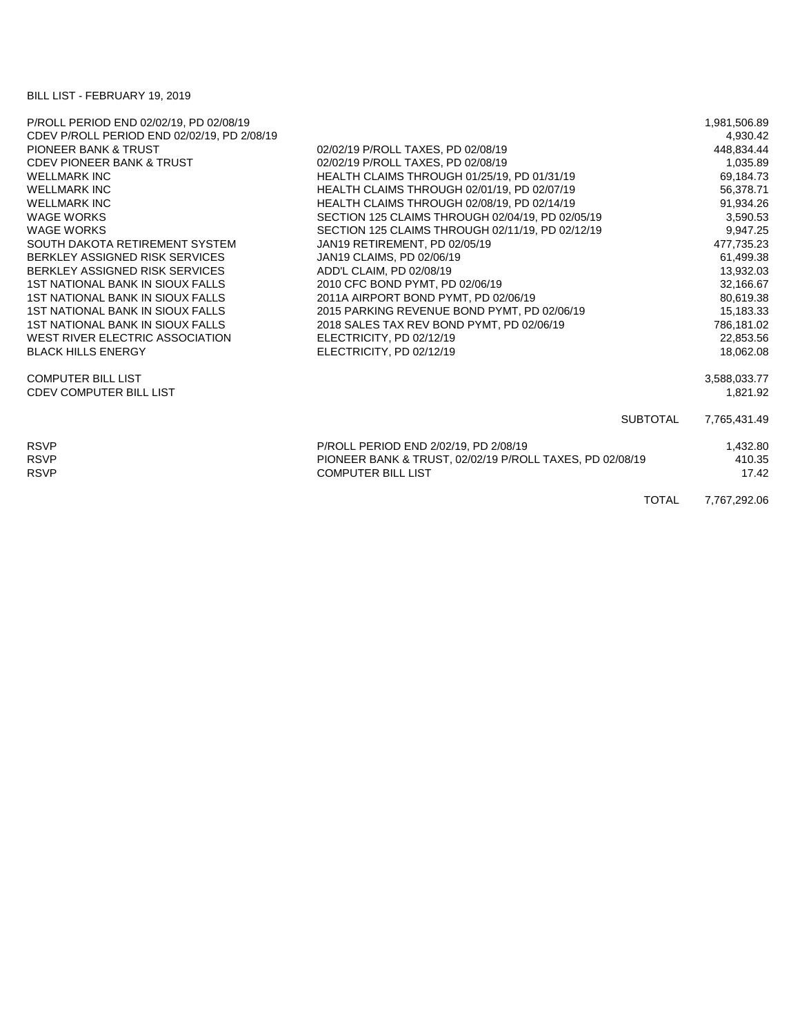BILL LIST - FEBRUARY 19, 2019

| | | |
|---|---|---|
| P/ROLL PERIOD END 02/02/19, PD 02/08/19 | | 1,981,506.89 |
| CDEV P/ROLL PERIOD END 02/02/19, PD 2/08/19 | | 4,930.42 |
| PIONEER BANK & TRUST | 02/02/19 P/ROLL TAXES, PD 02/08/19 | 448,834.44 |
| CDEV PIONEER BANK & TRUST | 02/02/19 P/ROLL TAXES, PD 02/08/19 | 1,035.89 |
| WELLMARK INC | HEALTH CLAIMS THROUGH 01/25/19, PD 01/31/19 | 69,184.73 |
| WELLMARK INC | HEALTH CLAIMS THROUGH 02/01/19, PD 02/07/19 | 56,378.71 |
| WELLMARK INC | HEALTH CLAIMS THROUGH 02/08/19, PD 02/14/19 | 91,934.26 |
| WAGE WORKS | SECTION 125 CLAIMS THROUGH 02/04/19, PD 02/05/19 | 3,590.53 |
| WAGE WORKS | SECTION 125 CLAIMS THROUGH 02/11/19, PD 02/12/19 | 9,947.25 |
| SOUTH DAKOTA RETIREMENT SYSTEM | JAN19 RETIREMENT, PD 02/05/19 | 477,735.23 |
| BERKLEY ASSIGNED RISK SERVICES | JAN19 CLAIMS, PD 02/06/19 | 61,499.38 |
| BERKLEY ASSIGNED RISK SERVICES | ADD'L CLAIM, PD 02/08/19 | 13,932.03 |
| 1ST NATIONAL BANK IN SIOUX FALLS | 2010 CFC BOND PYMT, PD 02/06/19 | 32,166.67 |
| 1ST NATIONAL BANK IN SIOUX FALLS | 2011A AIRPORT BOND PYMT, PD 02/06/19 | 80,619.38 |
| 1ST NATIONAL BANK IN SIOUX FALLS | 2015 PARKING REVENUE BOND PYMT, PD 02/06/19 | 15,183.33 |
| 1ST NATIONAL BANK IN SIOUX FALLS | 2018 SALES TAX REV BOND PYMT, PD 02/06/19 | 786,181.02 |
| WEST RIVER ELECTRIC ASSOCIATION | ELECTRICITY, PD 02/12/19 | 22,853.56 |
| BLACK HILLS ENERGY | ELECTRICITY, PD 02/12/19 | 18,062.08 |
| | | |
| COMPUTER BILL LIST | | 3,588,033.77 |
| CDEV COMPUTER BILL LIST | | 1,821.92 |
| | | |
| | SUBTOTAL | 7,765,431.49 |
| | | |
| RSVP | P/ROLL PERIOD END 2/02/19, PD 2/08/19 | 1,432.80 |
| RSVP | PIONEER BANK & TRUST, 02/02/19 P/ROLL TAXES, PD 02/08/19 | 410.35 |
| RSVP | COMPUTER BILL LIST | 17.42 |
| | | |
| | TOTAL | 7,767,292.06 |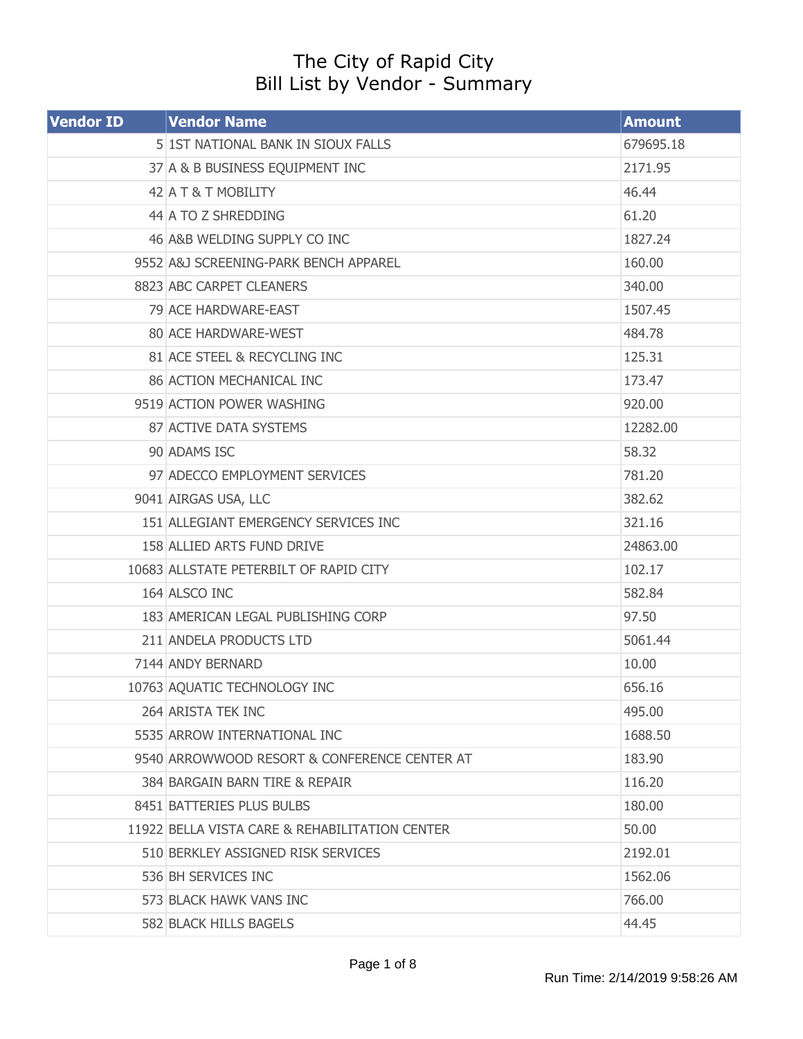# The City of Rapid City
## Bill List by Vendor - Summary

| Vendor ID | Vendor Name | Amount |
|---|---|---|
| 5 | 1ST NATIONAL BANK IN SIOUX FALLS | 679695.18 |
| 37 | A & B BUSINESS EQUIPMENT INC | 2171.95 |
| 42 | A T & T MOBILITY | 46.44 |
| 44 | A TO Z SHREDDING | 61.20 |
| 46 | A&B WELDING SUPPLY CO INC | 1827.24 |
| 9552 | A&J SCREENING-PARK BENCH APPAREL | 160.00 |
| 8823 | ABC CARPET CLEANERS | 340.00 |
| 79 | ACE HARDWARE-EAST | 1507.45 |
| 80 | ACE HARDWARE-WEST | 484.78 |
| 81 | ACE STEEL & RECYCLING INC | 125.31 |
| 86 | ACTION MECHANICAL INC | 173.47 |
| 9519 | ACTION POWER WASHING | 920.00 |
| 87 | ACTIVE DATA SYSTEMS | 12282.00 |
| 90 | ADAMS ISC | 58.32 |
| 97 | ADECCO EMPLOYMENT SERVICES | 781.20 |
| 9041 | AIRGAS USA, LLC | 382.62 |
| 151 | ALLEGIANT EMERGENCY SERVICES INC | 321.16 |
| 158 | ALLIED ARTS FUND DRIVE | 24863.00 |
| 10683 | ALLSTATE PETERBILT OF RAPID CITY | 102.17 |
| 164 | ALSCO INC | 582.84 |
| 183 | AMERICAN LEGAL PUBLISHING CORP | 97.50 |
| 211 | ANDELA PRODUCTS LTD | 5061.44 |
| 7144 | ANDY BERNARD | 10.00 |
| 10763 | AQUATIC TECHNOLOGY INC | 656.16 |
| 264 | ARISTA TEK INC | 495.00 |
| 5535 | ARROW INTERNATIONAL INC | 1688.50 |
| 9540 | ARROWWOOD RESORT & CONFERENCE CENTER AT | 183.90 |
| 384 | BARGAIN BARN TIRE & REPAIR | 116.20 |
| 8451 | BATTERIES PLUS BULBS | 180.00 |
| 11922 | BELLA VISTA CARE & REHABILITATION CENTER | 50.00 |
| 510 | BERKLEY ASSIGNED RISK SERVICES | 2192.01 |
| 536 | BH SERVICES INC | 1562.06 |
| 573 | BLACK HAWK VANS INC | 766.00 |
| 582 | BLACK HILLS BAGELS | 44.45 |

Run Time: 2/14/2019 9:58:26 AM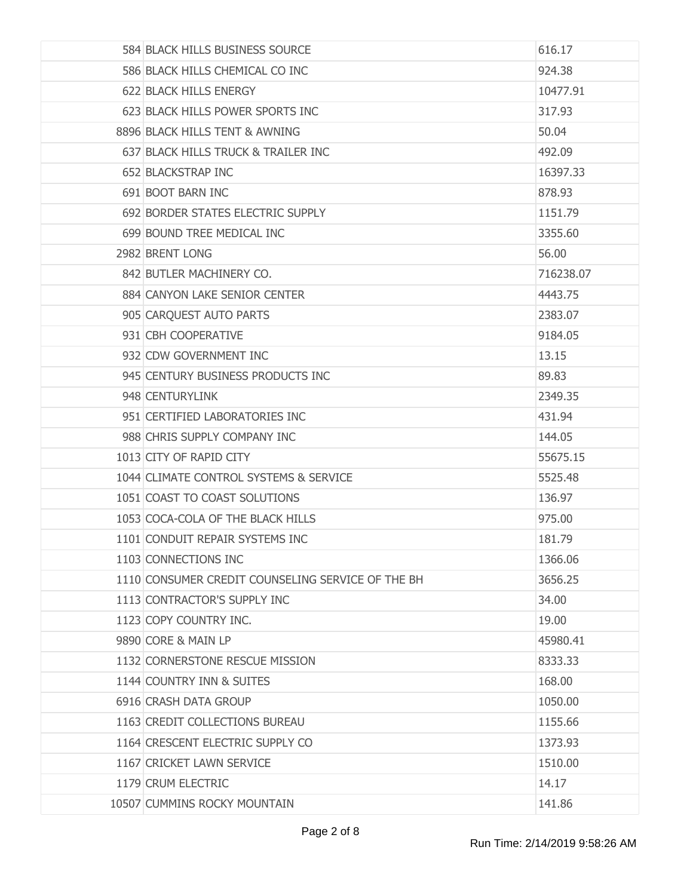| | | |
|---|---|---|
| 584 | BLACK HILLS BUSINESS SOURCE | 616.17 |
| 586 | BLACK HILLS CHEMICAL CO INC | 924.38 |
| 622 | BLACK HILLS ENERGY | 10477.91 |
| 623 | BLACK HILLS POWER SPORTS INC | 317.93 |
| 8896 | BLACK HILLS TENT & AWNING | 50.04 |
| 637 | BLACK HILLS TRUCK & TRAILER INC | 492.09 |
| 652 | BLACKSTRAP INC | 16397.33 |
| 691 | BOOT BARN INC | 878.93 |
| 692 | BORDER STATES ELECTRIC SUPPLY | 1151.79 |
| 699 | BOUND TREE MEDICAL INC | 3355.60 |
| 2982 | BRENT LONG | 56.00 |
| 842 | BUTLER MACHINERY CO. | 716238.07 |
| 884 | CANYON LAKE SENIOR CENTER | 4443.75 |
| 905 | CARQUEST AUTO PARTS | 2383.07 |
| 931 | CBH COOPERATIVE | 9184.05 |
| 932 | CDW GOVERNMENT INC | 13.15 |
| 945 | CENTURY BUSINESS PRODUCTS INC | 89.83 |
| 948 | CENTURYLINK | 2349.35 |
| 951 | CERTIFIED LABORATORIES INC | 431.94 |
| 988 | CHRIS SUPPLY COMPANY INC | 144.05 |
| 1013 | CITY OF RAPID CITY | 55675.15 |
| 1044 | CLIMATE CONTROL SYSTEMS & SERVICE | 5525.48 |
| 1051 | COAST TO COAST SOLUTIONS | 136.97 |
| 1053 | COCA-COLA OF THE BLACK HILLS | 975.00 |
| 1101 | CONDUIT REPAIR SYSTEMS INC | 181.79 |
| 1103 | CONNECTIONS INC | 1366.06 |
| 1110 | CONSUMER CREDIT COUNSELING SERVICE OF THE BH | 3656.25 |
| 1113 | CONTRACTOR'S SUPPLY INC | 34.00 |
| 1123 | COPY COUNTRY INC. | 19.00 |
| 9890 | CORE & MAIN LP | 45980.41 |
| 1132 | CORNERSTONE RESCUE MISSION | 8333.33 |
| 1144 | COUNTRY INN & SUITES | 168.00 |
| 6916 | CRASH DATA GROUP | 1050.00 |
| 1163 | CREDIT COLLECTIONS BUREAU | 1155.66 |
| 1164 | CRESCENT ELECTRIC SUPPLY CO | 1373.93 |
| 1167 | CRICKET LAWN SERVICE | 1510.00 |
| 1179 | CRUM ELECTRIC | 14.17 |
| 10507 | CUMMINS ROCKY MOUNTAIN | 141.86 |

Run Time: 2/14/2019 9:58:26 AM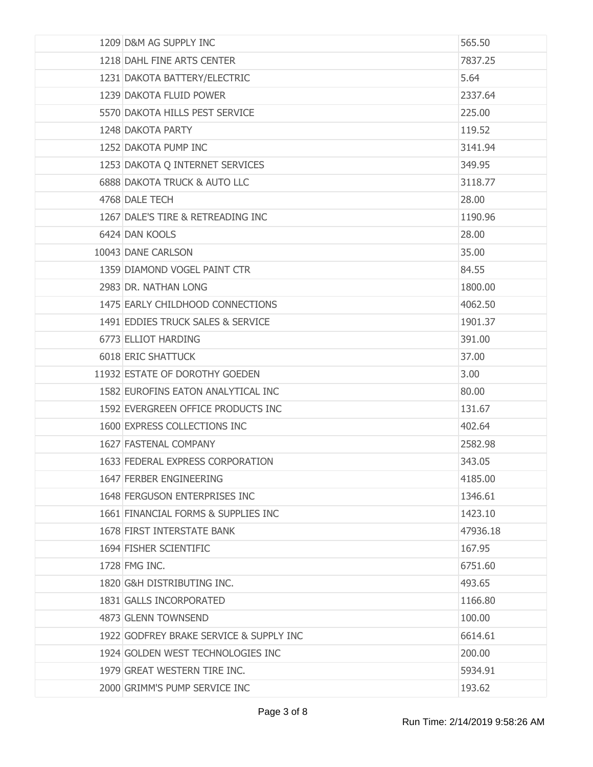| | | |
|---|---|---|
| 1209 | D&M AG SUPPLY INC | 565.50 |
| 1218 | DAHL FINE ARTS CENTER | 7837.25 |
| 1231 | DAKOTA BATTERY/ELECTRIC | 5.64 |
| 1239 | DAKOTA FLUID POWER | 2337.64 |
| 5570 | DAKOTA HILLS PEST SERVICE | 225.00 |
| 1248 | DAKOTA PARTY | 119.52 |
| 1252 | DAKOTA PUMP INC | 3141.94 |
| 1253 | DAKOTA Q INTERNET SERVICES | 349.95 |
| 6888 | DAKOTA TRUCK & AUTO LLC | 3118.77 |
| 4768 | DALE TECH | 28.00 |
| 1267 | DALE'S TIRE & RETREADING INC | 1190.96 |
| 6424 | DAN KOOLS | 28.00 |
| 10043 | DANE CARLSON | 35.00 |
| 1359 | DIAMOND VOGEL PAINT CTR | 84.55 |
| 2983 | DR. NATHAN LONG | 1800.00 |
| 1475 | EARLY CHILDHOOD CONNECTIONS | 4062.50 |
| 1491 | EDDIES TRUCK SALES & SERVICE | 1901.37 |
| 6773 | ELLIOT HARDING | 391.00 |
| 6018 | ERIC SHATTUCK | 37.00 |
| 11932 | ESTATE OF DOROTHY GOEDEN | 3.00 |
| 1582 | EUROFINS EATON ANALYTICAL INC | 80.00 |
| 1592 | EVERGREEN OFFICE PRODUCTS INC | 131.67 |
| 1600 | EXPRESS COLLECTIONS INC | 402.64 |
| 1627 | FASTENAL COMPANY | 2582.98 |
| 1633 | FEDERAL EXPRESS CORPORATION | 343.05 |
| 1647 | FERBER ENGINEERING | 4185.00 |
| 1648 | FERGUSON ENTERPRISES INC | 1346.61 |
| 1661 | FINANCIAL FORMS & SUPPLIES INC | 1423.10 |
| 1678 | FIRST INTERSTATE BANK | 47936.18 |
| 1694 | FISHER SCIENTIFIC | 167.95 |
| 1728 | FMG INC. | 6751.60 |
| 1820 | G&H DISTRIBUTING INC. | 493.65 |
| 1831 | GALLS INCORPORATED | 1166.80 |
| 4873 | GLENN TOWNSEND | 100.00 |
| 1922 | GODFREY BRAKE SERVICE & SUPPLY INC | 6614.61 |
| 1924 | GOLDEN WEST TECHNOLOGIES INC | 200.00 |
| 1979 | GREAT WESTERN TIRE INC. | 5934.91 |
| 2000 | GRIMM'S PUMP SERVICE INC | 193.62 |

Run Time: 2/14/2019 9:58:26 AM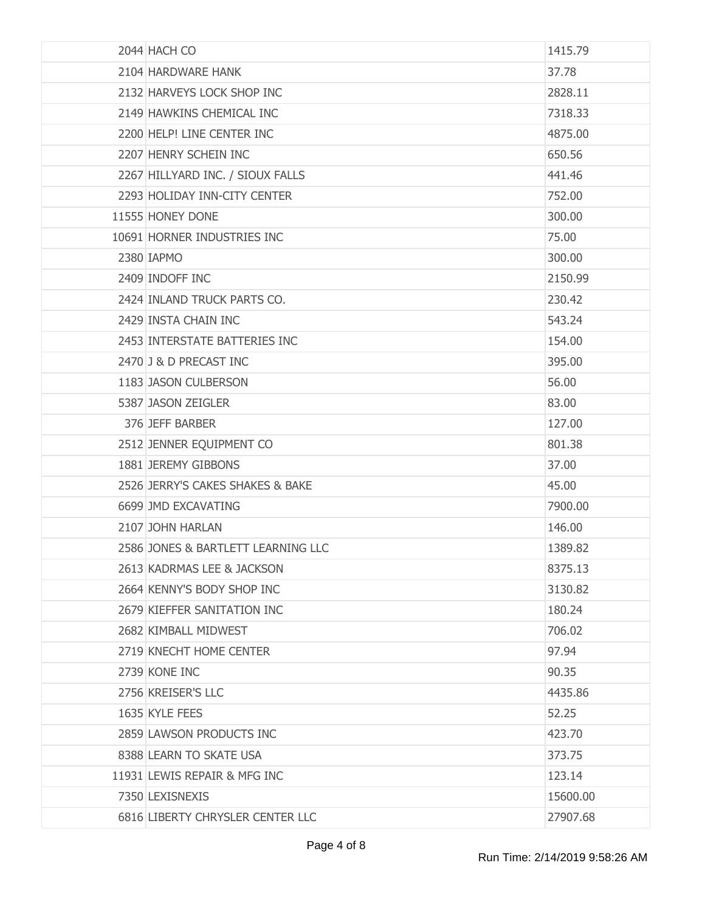| | | |
|---|---|---|
| 2044 | HACH CO | 1415.79 |
| 2104 | HARDWARE HANK | 37.78 |
| 2132 | HARVEYS LOCK SHOP INC | 2828.11 |
| 2149 | HAWKINS CHEMICAL INC | 7318.33 |
| 2200 | HELP! LINE CENTER INC | 4875.00 |
| 2207 | HENRY SCHEIN INC | 650.56 |
| 2267 | HILLYARD INC. / SIOUX FALLS | 441.46 |
| 2293 | HOLIDAY INN-CITY CENTER | 752.00 |
| 11555 | HONEY DONE | 300.00 |
| 10691 | HORNER INDUSTRIES INC | 75.00 |
| 2380 | IAPMO | 300.00 |
| 2409 | INDOFF INC | 2150.99 |
| 2424 | INLAND TRUCK PARTS CO. | 230.42 |
| 2429 | INSTA CHAIN INC | 543.24 |
| 2453 | INTERSTATE BATTERIES INC | 154.00 |
| 2470 | J & D PRECAST INC | 395.00 |
| 1183 | JASON CULBERSON | 56.00 |
| 5387 | JASON ZEIGLER | 83.00 |
| 376 | JEFF BARBER | 127.00 |
| 2512 | JENNER EQUIPMENT CO | 801.38 |
| 1881 | JEREMY GIBBONS | 37.00 |
| 2526 | JERRY'S CAKES SHAKES & BAKE | 45.00 |
| 6699 | JMD EXCAVATING | 7900.00 |
| 2107 | JOHN HARLAN | 146.00 |
| 2586 | JONES & BARTLETT LEARNING LLC | 1389.82 |
| 2613 | KADRMAS LEE & JACKSON | 8375.13 |
| 2664 | KENNY'S BODY SHOP INC | 3130.82 |
| 2679 | KIEFFER SANITATION INC | 180.24 |
| 2682 | KIMBALL MIDWEST | 706.02 |
| 2719 | KNECHT HOME CENTER | 97.94 |
| 2739 | KONE INC | 90.35 |
| 2756 | KREISER'S LLC | 4435.86 |
| 1635 | KYLE FEES | 52.25 |
| 2859 | LAWSON PRODUCTS INC | 423.70 |
| 8388 | LEARN TO SKATE USA | 373.75 |
| 11931 | LEWIS REPAIR & MFG INC | 123.14 |
| 7350 | LEXISNEXIS | 15600.00 |
| 6816 | LIBERTY CHRYSLER CENTER LLC | 27907.68 |

Run Time: 2/14/2019 9:58:26 AM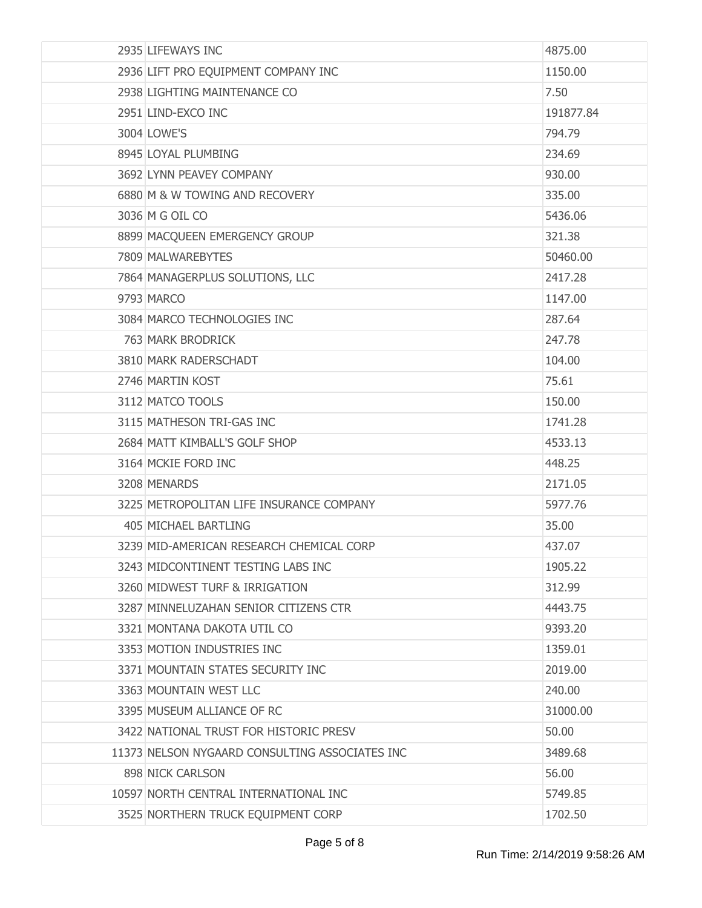| | | |
|---|---|---|
| 2935 | LIFEWAYS INC | 4875.00 |
| 2936 | LIFT PRO EQUIPMENT COMPANY INC | 1150.00 |
| 2938 | LIGHTING MAINTENANCE CO | 7.50 |
| 2951 | LIND-EXCO INC | 191877.84 |
| 3004 | LOWE'S | 794.79 |
| 8945 | LOYAL PLUMBING | 234.69 |
| 3692 | LYNN PEAVEY COMPANY | 930.00 |
| 6880 | M & W TOWING AND RECOVERY | 335.00 |
| 3036 | M G OIL CO | 5436.06 |
| 8899 | MACQUEEN EMERGENCY GROUP | 321.38 |
| 7809 | MALWAREBYTES | 50460.00 |
| 7864 | MANAGERPLUS SOLUTIONS, LLC | 2417.28 |
| 9793 | MARCO | 1147.00 |
| 3084 | MARCO TECHNOLOGIES INC | 287.64 |
| 763 | MARK BRODRICK | 247.78 |
| 3810 | MARK RADERSCHADT | 104.00 |
| 2746 | MARTIN KOST | 75.61 |
| 3112 | MATCO TOOLS | 150.00 |
| 3115 | MATHESON TRI-GAS INC | 1741.28 |
| 2684 | MATT KIMBALL'S GOLF SHOP | 4533.13 |
| 3164 | MCKIE FORD INC | 448.25 |
| 3208 | MENARDS | 2171.05 |
| 3225 | METROPOLITAN LIFE INSURANCE COMPANY | 5977.76 |
| 405 | MICHAEL BARTLING | 35.00 |
| 3239 | MID-AMERICAN RESEARCH CHEMICAL CORP | 437.07 |
| 3243 | MIDCONTINENT TESTING LABS INC | 1905.22 |
| 3260 | MIDWEST TURF & IRRIGATION | 312.99 |
| 3287 | MINNELUZAHAN SENIOR CITIZENS CTR | 4443.75 |
| 3321 | MONTANA DAKOTA UTIL CO | 9393.20 |
| 3353 | MOTION INDUSTRIES INC | 1359.01 |
| 3371 | MOUNTAIN STATES SECURITY INC | 2019.00 |
| 3363 | MOUNTAIN WEST LLC | 240.00 |
| 3395 | MUSEUM ALLIANCE OF RC | 31000.00 |
| 3422 | NATIONAL TRUST FOR HISTORIC PRESV | 50.00 |
| 11373 | NELSON NYGAARD CONSULTING ASSOCIATES INC | 3489.68 |
| 898 | NICK CARLSON | 56.00 |
| 10597 | NORTH CENTRAL INTERNATIONAL INC | 5749.85 |
| 3525 | NORTHERN TRUCK EQUIPMENT CORP | 1702.50 |

Run Time: 2/14/2019 9:58:26 AM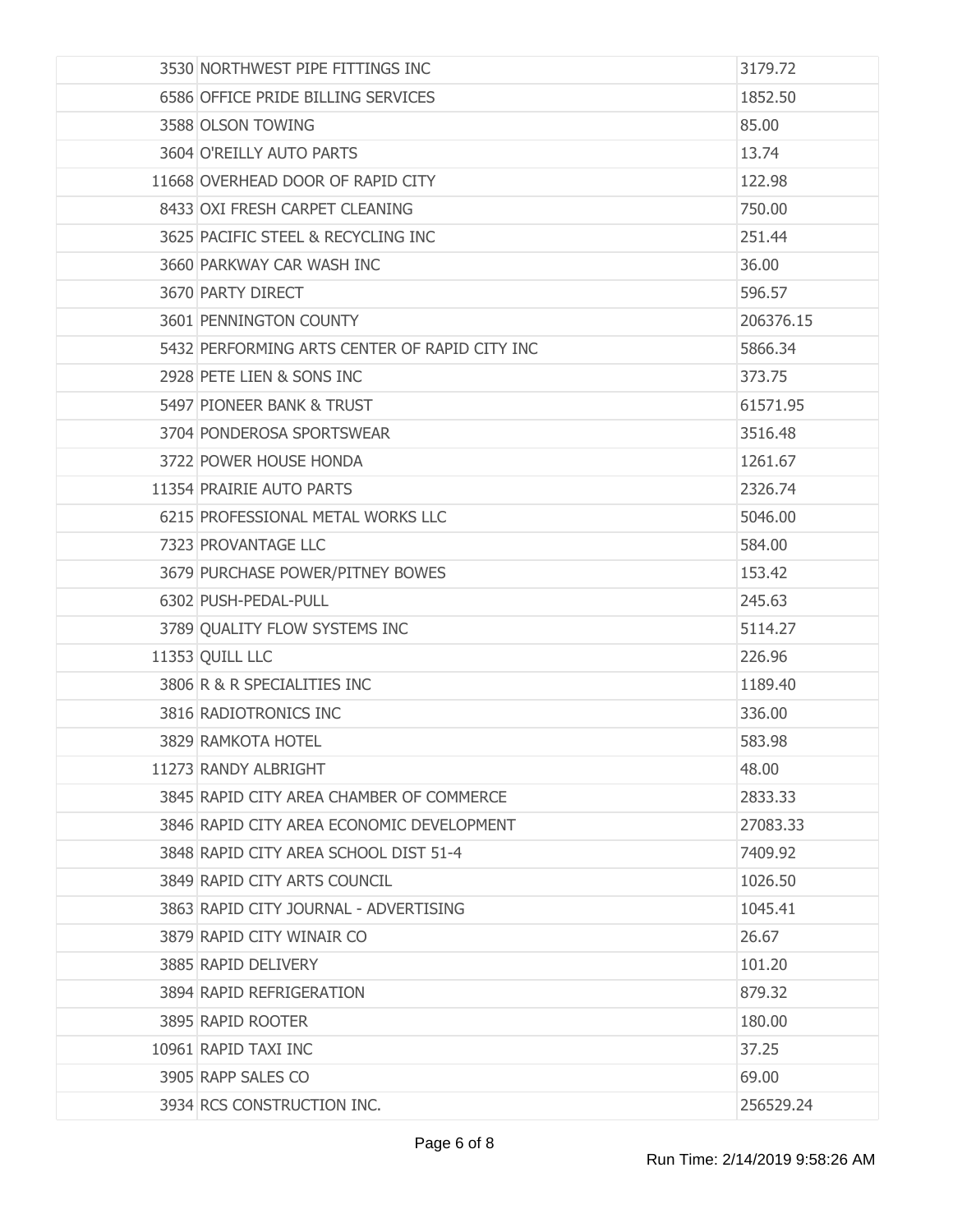| | | |
|---|---|---|
| 3530 | NORTHWEST PIPE FITTINGS INC | 3179.72 |
| 6586 | OFFICE PRIDE BILLING SERVICES | 1852.50 |
| 3588 | OLSON TOWING | 85.00 |
| 3604 | O'REILLY AUTO PARTS | 13.74 |
| 11668 | OVERHEAD DOOR OF RAPID CITY | 122.98 |
| 8433 | OXI FRESH CARPET CLEANING | 750.00 |
| 3625 | PACIFIC STEEL & RECYCLING INC | 251.44 |
| 3660 | PARKWAY CAR WASH INC | 36.00 |
| 3670 | PARTY DIRECT | 596.57 |
| 3601 | PENNINGTON COUNTY | 206376.15 |
| 5432 | PERFORMING ARTS CENTER OF RAPID CITY INC | 5866.34 |
| 2928 | PETE LIEN & SONS INC | 373.75 |
| 5497 | PIONEER BANK & TRUST | 61571.95 |
| 3704 | PONDEROSA SPORTSWEAR | 3516.48 |
| 3722 | POWER HOUSE HONDA | 1261.67 |
| 11354 | PRAIRIE AUTO PARTS | 2326.74 |
| 6215 | PROFESSIONAL METAL WORKS LLC | 5046.00 |
| 7323 | PROVANTAGE LLC | 584.00 |
| 3679 | PURCHASE POWER/PITNEY BOWES | 153.42 |
| 6302 | PUSH-PEDAL-PULL | 245.63 |
| 3789 | QUALITY FLOW SYSTEMS INC | 5114.27 |
| 11353 | QUILL LLC | 226.96 |
| 3806 | R & R SPECIALITIES INC | 1189.40 |
| 3816 | RADIOTRONICS INC | 336.00 |
| 3829 | RAMKOTA HOTEL | 583.98 |
| 11273 | RANDY ALBRIGHT | 48.00 |
| 3845 | RAPID CITY AREA CHAMBER OF COMMERCE | 2833.33 |
| 3846 | RAPID CITY AREA ECONOMIC DEVELOPMENT | 27083.33 |
| 3848 | RAPID CITY AREA SCHOOL DIST 51-4 | 7409.92 |
| 3849 | RAPID CITY ARTS COUNCIL | 1026.50 |
| 3863 | RAPID CITY JOURNAL - ADVERTISING | 1045.41 |
| 3879 | RAPID CITY WINAIR CO | 26.67 |
| 3885 | RAPID DELIVERY | 101.20 |
| 3894 | RAPID REFRIGERATION | 879.32 |
| 3895 | RAPID ROOTER | 180.00 |
| 10961 | RAPID TAXI INC | 37.25 |
| 3905 | RAPP SALES CO | 69.00 |
| 3934 | RCS CONSTRUCTION INC. | 256529.24 |

Run Time: 2/14/2019 9:58:26 AM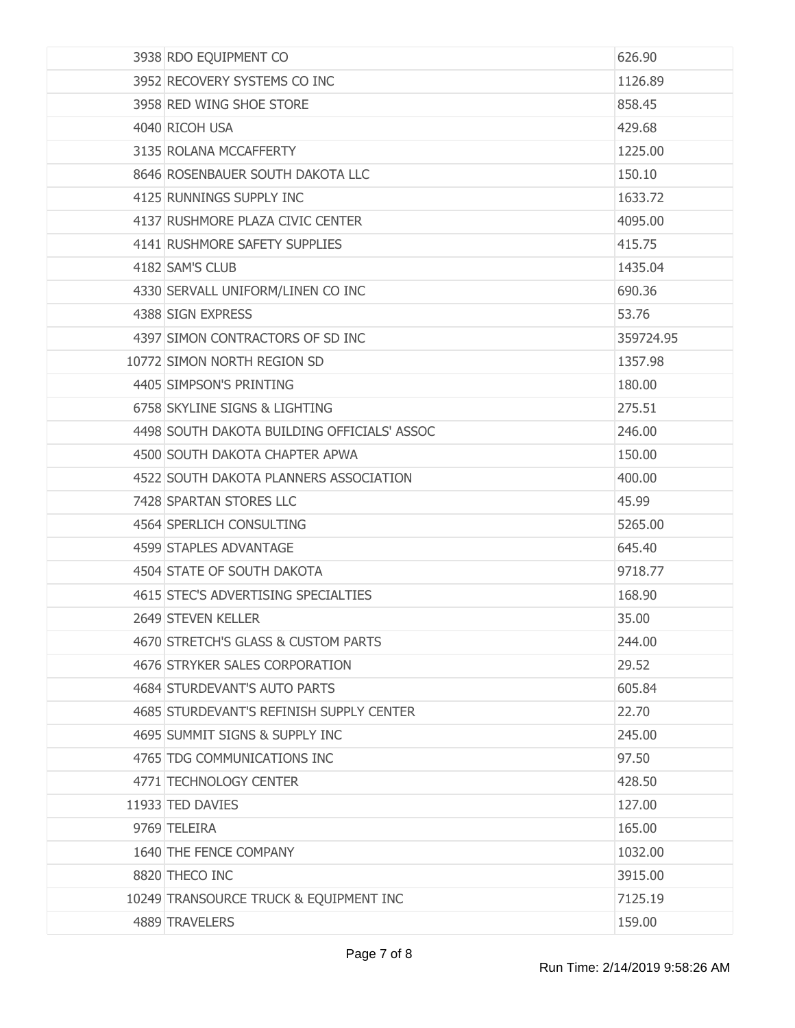| | | |
|---|---|---|
| 3938 | RDO EQUIPMENT CO | 626.90 |
| 3952 | RECOVERY SYSTEMS CO INC | 1126.89 |
| 3958 | RED WING SHOE STORE | 858.45 |
| 4040 | RICOH USA | 429.68 |
| 3135 | ROLANA MCCAFFERTY | 1225.00 |
| 8646 | ROSENBAUER SOUTH DAKOTA LLC | 150.10 |
| 4125 | RUNNINGS SUPPLY INC | 1633.72 |
| 4137 | RUSHMORE PLAZA CIVIC CENTER | 4095.00 |
| 4141 | RUSHMORE SAFETY SUPPLIES | 415.75 |
| 4182 | SAM'S CLUB | 1435.04 |
| 4330 | SERVALL UNIFORM/LINEN CO INC | 690.36 |
| 4388 | SIGN EXPRESS | 53.76 |
| 4397 | SIMON CONTRACTORS OF SD INC | 359724.95 |
| 10772 | SIMON NORTH REGION SD | 1357.98 |
| 4405 | SIMPSON'S PRINTING | 180.00 |
| 6758 | SKYLINE SIGNS & LIGHTING | 275.51 |
| 4498 | SOUTH DAKOTA BUILDING OFFICIALS' ASSOC | 246.00 |
| 4500 | SOUTH DAKOTA CHAPTER APWA | 150.00 |
| 4522 | SOUTH DAKOTA PLANNERS ASSOCIATION | 400.00 |
| 7428 | SPARTAN STORES LLC | 45.99 |
| 4564 | SPERLICH CONSULTING | 5265.00 |
| 4599 | STAPLES ADVANTAGE | 645.40 |
| 4504 | STATE OF SOUTH DAKOTA | 9718.77 |
| 4615 | STEC'S ADVERTISING SPECIALTIES | 168.90 |
| 2649 | STEVEN KELLER | 35.00 |
| 4670 | STRETCH'S GLASS & CUSTOM PARTS | 244.00 |
| 4676 | STRYKER SALES CORPORATION | 29.52 |
| 4684 | STURDEVANT'S AUTO PARTS | 605.84 |
| 4685 | STURDEVANT'S REFINISH SUPPLY CENTER | 22.70 |
| 4695 | SUMMIT SIGNS & SUPPLY INC | 245.00 |
| 4765 | TDG COMMUNICATIONS INC | 97.50 |
| 4771 | TECHNOLOGY CENTER | 428.50 |
| 11933 | TED DAVIES | 127.00 |
| 9769 | TELEIRA | 165.00 |
| 1640 | THE FENCE COMPANY | 1032.00 |
| 8820 | THECO INC | 3915.00 |
| 10249 | TRANSOURCE TRUCK & EQUIPMENT INC | 7125.19 |
| 4889 | TRAVELERS | 159.00 |

Run Time: 2/14/2019 9:58:26 AM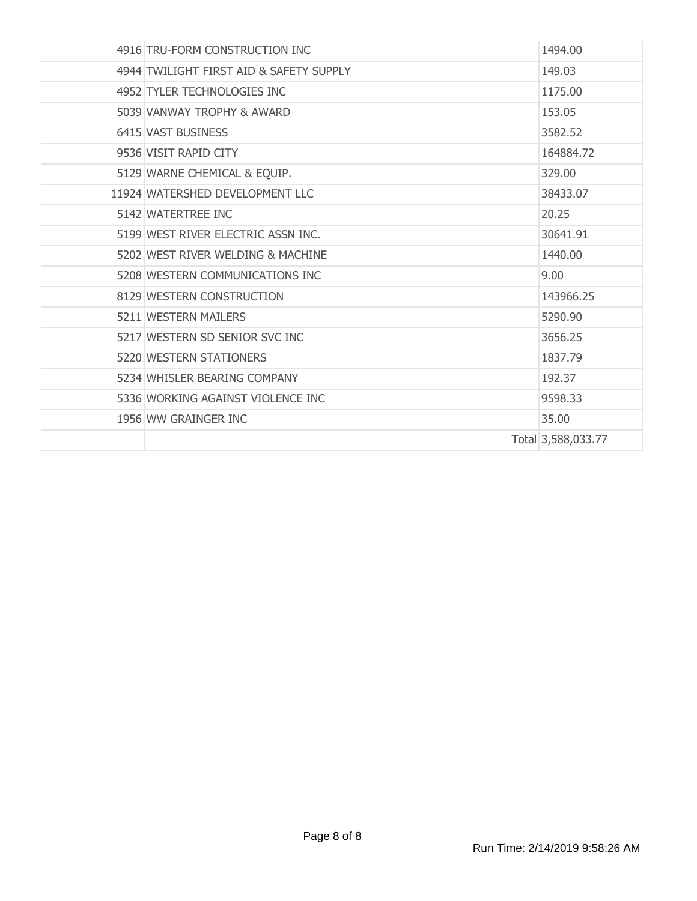| | | |
|---|---|---|
| 4916 | TRU-FORM CONSTRUCTION INC | 1494.00 |
| 4944 | TWILIGHT FIRST AID & SAFETY SUPPLY | 149.03 |
| 4952 | TYLER TECHNOLOGIES INC | 1175.00 |
| 5039 | VANWAY TROPHY & AWARD | 153.05 |
| 6415 | VAST BUSINESS | 3582.52 |
| 9536 | VISIT RAPID CITY | 164884.72 |
| 5129 | WARNE CHEMICAL & EQUIP. | 329.00 |
| 11924 | WATERSHED DEVELOPMENT LLC | 38433.07 |
| 5142 | WATERTREE INC | 20.25 |
| 5199 | WEST RIVER ELECTRIC ASSN INC. | 30641.91 |
| 5202 | WEST RIVER WELDING & MACHINE | 1440.00 |
| 5208 | WESTERN COMMUNICATIONS INC | 9.00 |
| 8129 | WESTERN CONSTRUCTION | 143966.25 |
| 5211 | WESTERN MAILERS | 5290.90 |
| 5217 | WESTERN SD SENIOR SVC INC | 3656.25 |
| 5220 | WESTERN STATIONERS | 1837.79 |
| 5234 | WHISLER BEARING COMPANY | 192.37 |
| 5336 | WORKING AGAINST VIOLENCE INC | 9598.33 |
| 1956 | WW GRAINGER INC | 35.00 |
| | | Total 3,588,033.77 |

Run Time: 2/14/2019 9:58:26 AM